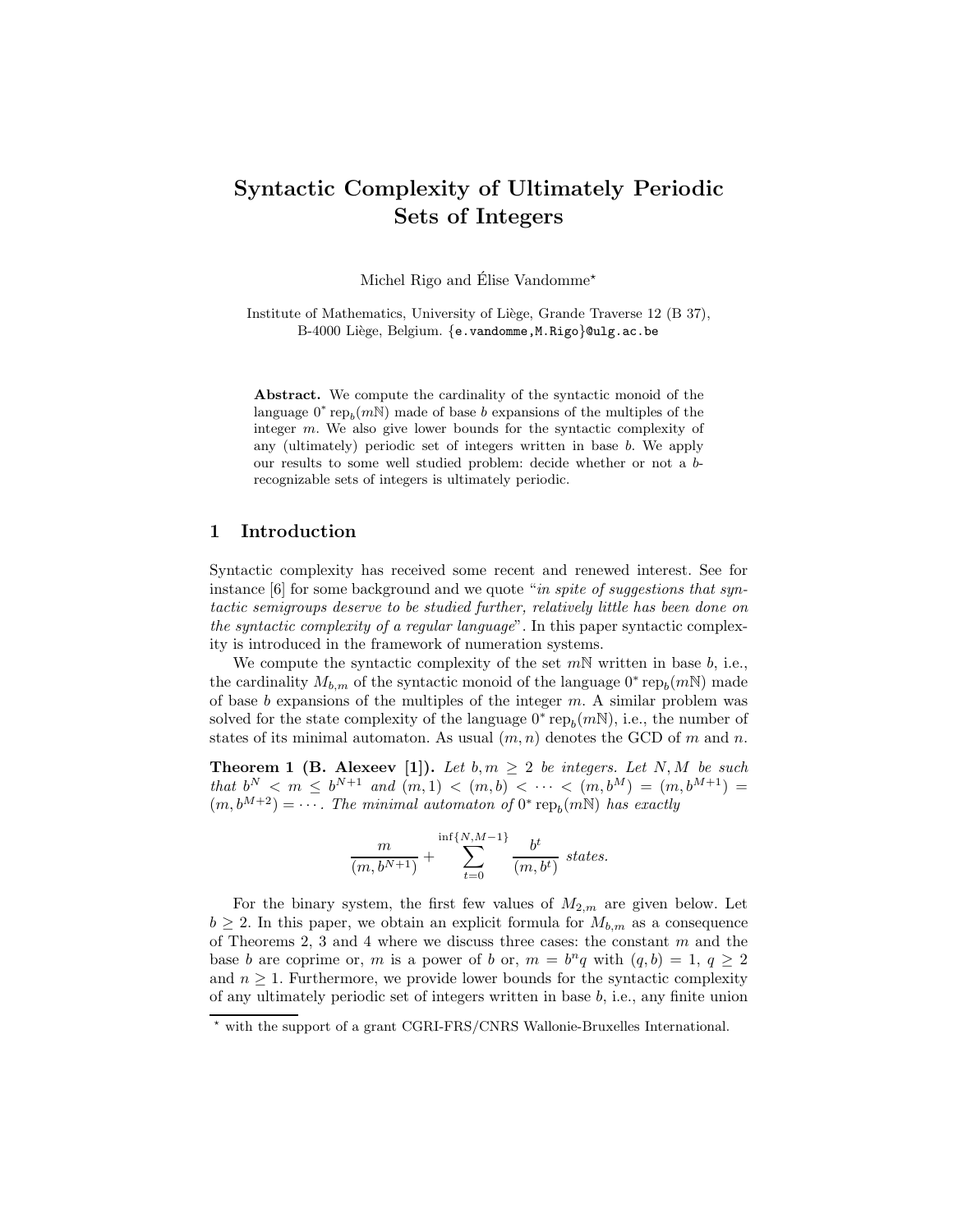# Syntactic Complexity of Ultimately Periodic Sets of Integers

Michel Rigo and Élise Vandomme*

Institute of Mathematics, University of Liège, Grande Traverse 12 (B 37), B-4000 Liège, Belgium. {e.vandomme,M.Rigo}@ulg.ac.be

**Abstract.** We compute the cardinality of the syntactic monoid of the language $0^* \operatorname{rep}_b(m\mathbb{N})$ made of base $b$ expansions of the multiples of the integer $m$. We also give lower bounds for the syntactic complexity of any (ultimately) periodic set of integers written in base $b$. We apply our results to some well studied problem: decide whether or not a $b$-recognizable sets of integers is ultimately periodic.

## 1 Introduction

Syntactic complexity has received some recent and renewed interest. See for instance [6] for some background and we quote "*in spite of suggestions that syntactic semigroups deserve to be studied further, relatively little has been done on the syntactic complexity of a regular language*". In this paper syntactic complexity is introduced in the framework of numeration systems.

We compute the syntactic complexity of the set $m\mathbb{N}$ written in base $b$, i.e., the cardinality $M_{b,m}$ of the syntactic monoid of the language $0^* \operatorname{rep}_b(m\mathbb{N})$ made of base $b$ expansions of the multiples of the integer $m$. A similar problem was solved for the state complexity of the language $0^* \operatorname{rep}_b(m\mathbb{N})$, i.e., the number of states of its minimal automaton. As usual $(m, n)$ denotes the GCD of $m$ and $n$.

**Theorem 1 (B. Alexeev [1]).** *Let $b, m \geq 2$ be integers. Let $N, M$ be such that $b^N < m \leq b^{N+1}$ and $(m, 1) < (m, b) < \cdots < (m, b^M) = (m, b^{M+1}) = (m, b^{M+2}) = \cdots$. The minimal automaton of $0^* \operatorname{rep}_b(m\mathbb{N})$ has exactly*

$$\frac{m}{(m, b^{N+1})} + \sum_{t=0}^{\inf\{N, M-1\}} \frac{b^t}{(m, b^t)} \text{ states.}$$

For the binary system, the first few values of $M_{2,m}$ are given below. Let $b \geq 2$. In this paper, we obtain an explicit formula for $M_{b,m}$ as a consequence of Theorems 2, 3 and 4 where we discuss three cases: the constant $m$ and the base $b$ are coprime or, $m$ is a power of $b$ or, $m = b^n q$ with $(q, b) = 1$, $q \geq 2$ and $n \geq 1$. Furthermore, we provide lower bounds for the syntactic complexity of any ultimately periodic set of integers written in base $b$, i.e., any finite union

* with the support of a grant CGRI-FRS/CNRS Wallonie-Bruxelles International.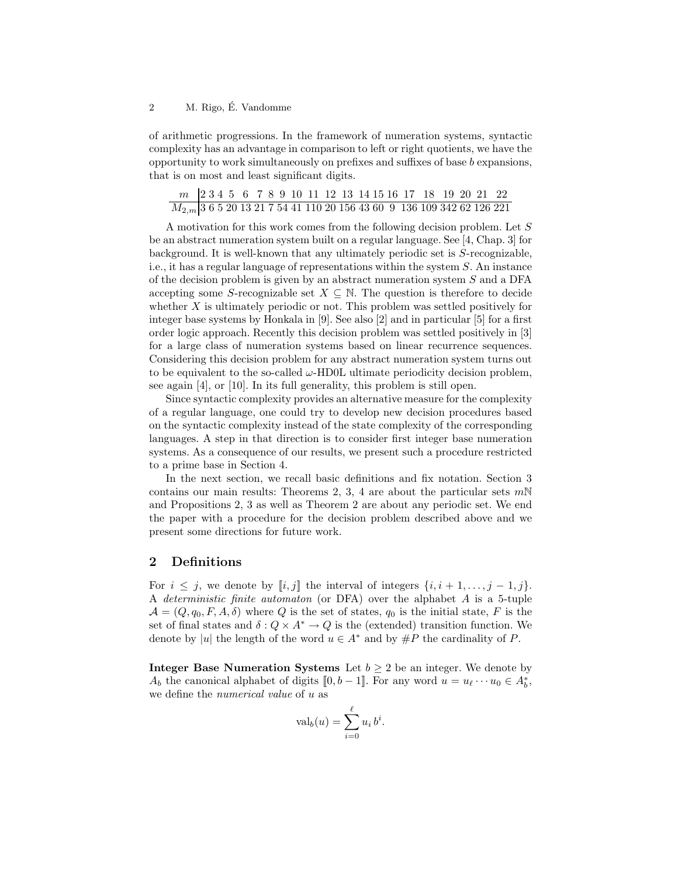of arithmetic progressions. In the framework of numeration systems, syntactic complexity has an advantage in comparison to left or right quotients, we have the opportunity to work simultaneously on prefixes and suffixes of base $b$ expansions, that is on most and least significant digits.

| $m$ | 2 | 3 | 4 | 5 | 6 | 7 | 8 | 9 | 10 | 11 | 12 | 13 | 14 | 15 | 16 | 17 | 18 | 19 | 20 | 21 | 22 |
|---|---|---|---|---|---|---|---|---|---|---|---|---|---|---|---|---|---|---|---|---|---|
| $M_{2,m}$ | 3 | 6 | 5 | 20 | 13 | 21 | 7 | 54 | 41 | 110 | 20 | 156 | 43 | 60 | 9 | 136 | 109 | 342 | 62 | 126 | 221 |

A motivation for this work comes from the following decision problem. Let $S$ be an abstract numeration system built on a regular language. See [4, Chap. 3] for background. It is well-known that any ultimately periodic set is $S$-recognizable, i.e., it has a regular language of representations within the system $S$. An instance of the decision problem is given by an abstract numeration system $S$ and a DFA accepting some $S$-recognizable set $X \subseteq \mathbb{N}$. The question is therefore to decide whether $X$ is ultimately periodic or not. This problem was settled positively for integer base systems by Honkala in [9]. See also [2] and in particular [5] for a first order logic approach. Recently this decision problem was settled positively in [3] for a large class of numeration systems based on linear recurrence sequences. Considering this decision problem for any abstract numeration system turns out to be equivalent to the so-called $\omega$-HD0L ultimate periodicity decision problem, see again [4], or [10]. In its full generality, this problem is still open.

Since syntactic complexity provides an alternative measure for the complexity of a regular language, one could try to develop new decision procedures based on the syntactic complexity instead of the state complexity of the corresponding languages. A step in that direction is to consider first integer base numeration systems. As a consequence of our results, we present such a procedure restricted to a prime base in Section 4.

In the next section, we recall basic definitions and fix notation. Section 3 contains our main results: Theorems 2, 3, 4 are about the particular sets $m\mathbb{N}$ and Propositions 2, 3 as well as Theorem 2 are about any periodic set. We end the paper with a procedure for the decision problem described above and we present some directions for future work.

## 2 Definitions

For $i \leq j$, we denote by $[\![i, j]\!]$ the interval of integers $\{i, i+1, \ldots, j-1, j\}$. A *deterministic finite automaton* (or DFA) over the alphabet $A$ is a 5-tuple $\mathcal{A} = (Q, q_0, F, A, \delta)$ where $Q$ is the set of states, $q_0$ is the initial state, $F$ is the set of final states and $\delta : Q \times A^* \to Q$ is the (extended) transition function. We denote by $|u|$ the length of the word $u \in A^*$ and by $\#P$ the cardinality of $P$.

**Integer Base Numeration Systems** Let $b \geq 2$ be an integer. We denote by $A_b$ the canonical alphabet of digits $[\![0, b-1]\!]$. For any word $u = u_\ell \cdots u_0 \in A_b^*$, we define the *numerical value* of $u$ as

$$\mathrm{val}_b(u) = \sum_{i=0}^{\ell} u_i \, b^i.$$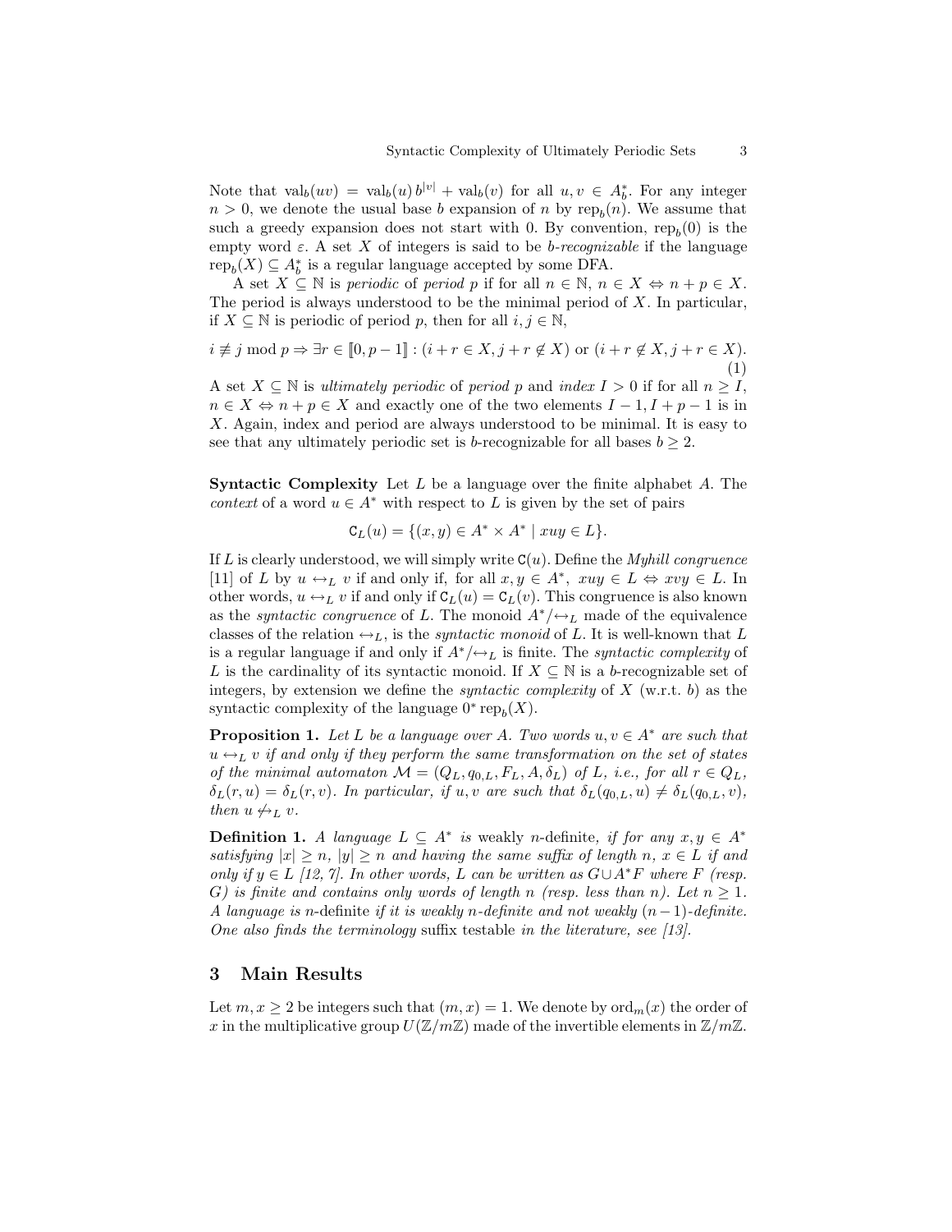Note that $\mathrm{val}_b(uv) = \mathrm{val}_b(u)\, b^{|v|} + \mathrm{val}_b(v)$ for all $u, v \in A_b^*$. For any integer $n > 0$, we denote the usual base $b$ expansion of $n$ by $\mathrm{rep}_b(n)$. We assume that such a greedy expansion does not start with 0. By convention, $\mathrm{rep}_b(0)$ is the empty word $\varepsilon$. A set $X$ of integers is said to be *b-recognizable* if the language $\mathrm{rep}_b(X) \subseteq A_b^*$ is a regular language accepted by some DFA.

A set $X \subseteq \mathbb{N}$ is *periodic* of *period* $p$ if for all $n \in \mathbb{N}$, $n \in X \Leftrightarrow n + p \in X$. The period is always understood to be the minimal period of $X$. In particular, if $X \subseteq \mathbb{N}$ is periodic of period $p$, then for all $i, j \in \mathbb{N}$,

$$i \not\equiv j \bmod p \Rightarrow \exists r \in [\![0, p-1]\!] : (i + r \in X, j + r \notin X) \text{ or } (i + r \notin X, j + r \in X). \tag{1}$$

A set $X \subseteq \mathbb{N}$ is *ultimately periodic* of *period* $p$ and *index* $I > 0$ if for all $n \geq I$, $n \in X \Leftrightarrow n + p \in X$ and exactly one of the two elements $I - 1, I + p - 1$ is in $X$. Again, index and period are always understood to be minimal. It is easy to see that any ultimately periodic set is $b$-recognizable for all bases $b \geq 2$.

**Syntactic Complexity** Let $L$ be a language over the finite alphabet $A$. The *context* of a word $u \in A^*$ with respect to $L$ is given by the set of pairs

$$\mathtt{C}_L(u) = \{(x, y) \in A^* \times A^* \mid xuy \in L\}.$$

If $L$ is clearly understood, we will simply write $\mathtt{C}(u)$. Define the *Myhill congruence* [11] of $L$ by $u \leftrightarrow_L v$ if and only if, for all $x, y \in A^*$, $xuy \in L \Leftrightarrow xvy \in L$. In other words, $u \leftrightarrow_L v$ if and only if $\mathtt{C}_L(u) = \mathtt{C}_L(v)$. This congruence is also known as the *syntactic congruence* of $L$. The monoid $A^*/\leftrightarrow_L$ made of the equivalence classes of the relation $\leftrightarrow_L$, is the *syntactic monoid* of $L$. It is well-known that $L$ is a regular language if and only if $A^*/\leftrightarrow_L$ is finite. The *syntactic complexity* of $L$ is the cardinality of its syntactic monoid. If $X \subseteq \mathbb{N}$ is a $b$-recognizable set of integers, by extension we define the *syntactic complexity* of $X$ (w.r.t. $b$) as the syntactic complexity of the language $0^* \mathrm{rep}_b(X)$.

**Proposition 1.** *Let $L$ be a language over $A$. Two words $u, v \in A^*$ are such that $u \leftrightarrow_L v$ if and only if they perform the same transformation on the set of states of the minimal automaton $\mathcal{M} = (Q_L, q_{0,L}, F_L, A, \delta_L)$ of $L$, i.e., for all $r \in Q_L$, $\delta_L(r, u) = \delta_L(r, v)$. In particular, if $u, v$ are such that $\delta_L(q_{0,L}, u) \neq \delta_L(q_{0,L}, v)$, then $u \not\leftrightarrow_L v$.*

**Definition 1.** *A language $L \subseteq A^*$ is* weakly $n$-definite, *if for any $x, y \in A^*$ satisfying $|x| \geq n$, $|y| \geq n$ and having the same suffix of length $n$, $x \in L$ if and only if $y \in L$ [12, 7]. In other words, $L$ can be written as $G \cup A^*F$ where $F$ (resp. $G$) is finite and contains only words of length $n$ (resp. less than $n$). Let $n \geq 1$. A language is $n$-definite if it is weakly $n$-definite and not weakly $(n-1)$-definite. One also finds the terminology* suffix testable *in the literature, see [13].*

## 3 Main Results

Let $m, x \geq 2$ be integers such that $(m, x) = 1$. We denote by $\mathrm{ord}_m(x)$ the order of $x$ in the multiplicative group $U(\mathbb{Z}/m\mathbb{Z})$ made of the invertible elements in $\mathbb{Z}/m\mathbb{Z}$.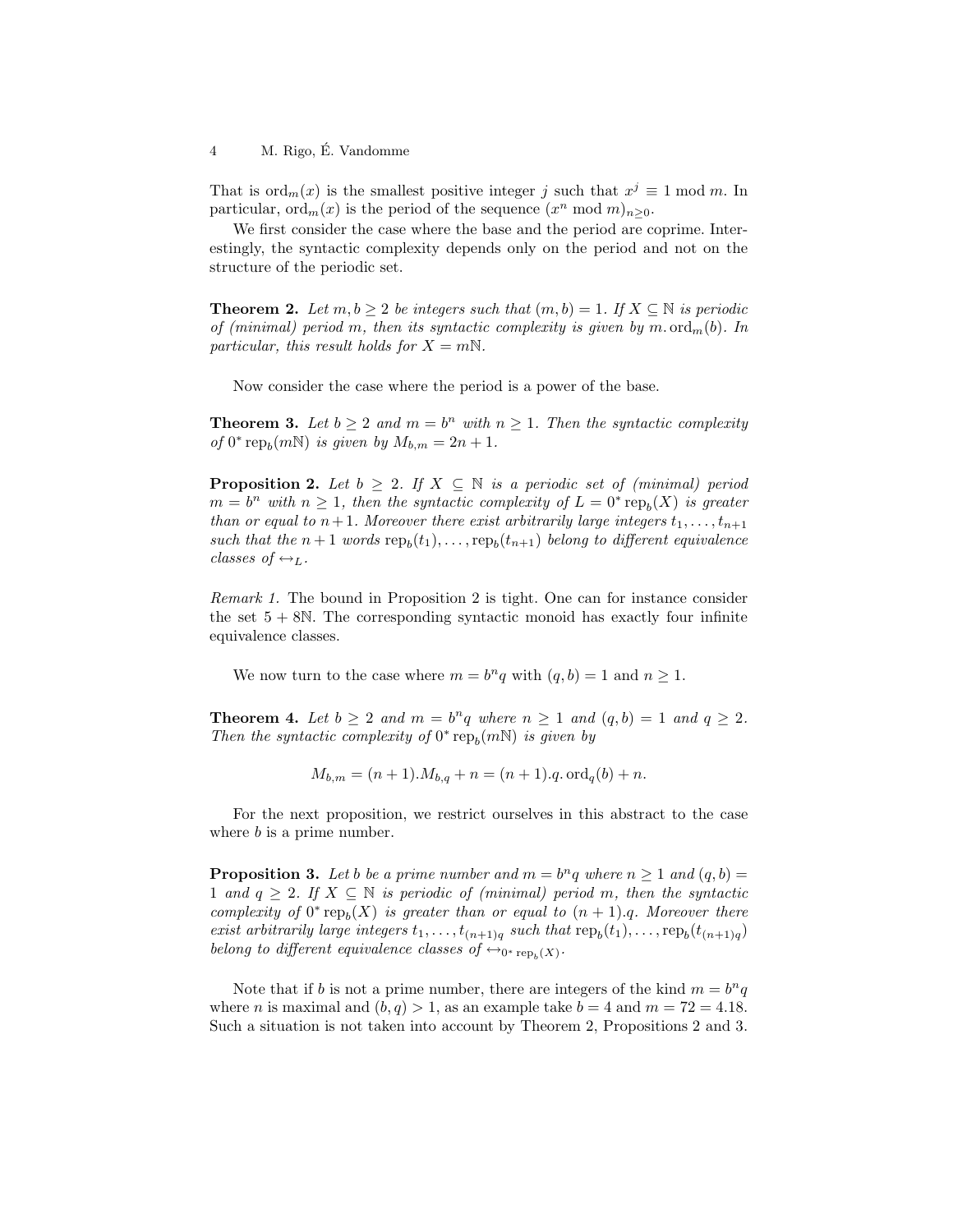That is $\mathrm{ord}_m(x)$ is the smallest positive integer $j$ such that $x^j \equiv 1 \bmod m$. In particular, $\mathrm{ord}_m(x)$ is the period of the sequence $(x^n \bmod m)_{n\geq 0}$.

We first consider the case where the base and the period are coprime. Interestingly, the syntactic complexity depends only on the period and not on the structure of the periodic set.

**Theorem 2.** *Let $m, b \geq 2$ be integers such that $(m, b) = 1$. If $X \subseteq \mathbb{N}$ is periodic of (minimal) period $m$, then its syntactic complexity is given by $m.\mathrm{ord}_m(b)$. In particular, this result holds for $X = m\mathbb{N}$.*

Now consider the case where the period is a power of the base.

**Theorem 3.** *Let $b \geq 2$ and $m = b^n$ with $n \geq 1$. Then the syntactic complexity of $0^* \mathrm{rep}_b(m\mathbb{N})$ is given by $M_{b,m} = 2n + 1$.*

**Proposition 2.** *Let $b \geq 2$. If $X \subseteq \mathbb{N}$ is a periodic set of (minimal) period $m = b^n$ with $n \geq 1$, then the syntactic complexity of $L = 0^* \mathrm{rep}_b(X)$ is greater than or equal to $n+1$. Moreover there exist arbitrarily large integers $t_1, \ldots, t_{n+1}$ such that the $n+1$ words $\mathrm{rep}_b(t_1), \ldots, \mathrm{rep}_b(t_{n+1})$ belong to different equivalence classes of $\leftrightarrow_L$.*

*Remark 1.* The bound in Proposition 2 is tight. One can for instance consider the set $5 + 8\mathbb{N}$. The corresponding syntactic monoid has exactly four infinite equivalence classes.

We now turn to the case where $m = b^n q$ with $(q, b) = 1$ and $n \geq 1$.

**Theorem 4.** *Let $b \geq 2$ and $m = b^n q$ where $n \geq 1$ and $(q, b) = 1$ and $q \geq 2$. Then the syntactic complexity of $0^* \mathrm{rep}_b(m\mathbb{N})$ is given by*

$$M_{b,m} = (n + 1).M_{b,q} + n = (n + 1).q.\mathrm{ord}_q(b) + n.$$

For the next proposition, we restrict ourselves in this abstract to the case where $b$ is a prime number.

**Proposition 3.** *Let $b$ be a prime number and $m = b^n q$ where $n \geq 1$ and $(q, b) = 1$ and $q \geq 2$. If $X \subseteq \mathbb{N}$ is periodic of (minimal) period $m$, then the syntactic complexity of $0^* \mathrm{rep}_b(X)$ is greater than or equal to $(n + 1).q$. Moreover there exist arbitrarily large integers $t_1, \ldots, t_{(n+1)q}$ such that $\mathrm{rep}_b(t_1), \ldots, \mathrm{rep}_b(t_{(n+1)q})$ belong to different equivalence classes of $\leftrightarrow_{0^* \mathrm{rep}_b(X)}$.*

Note that if $b$ is not a prime number, there are integers of the kind $m = b^n q$ where $n$ is maximal and $(b, q) > 1$, as an example take $b = 4$ and $m = 72 = 4.18$. Such a situation is not taken into account by Theorem 2, Propositions 2 and 3.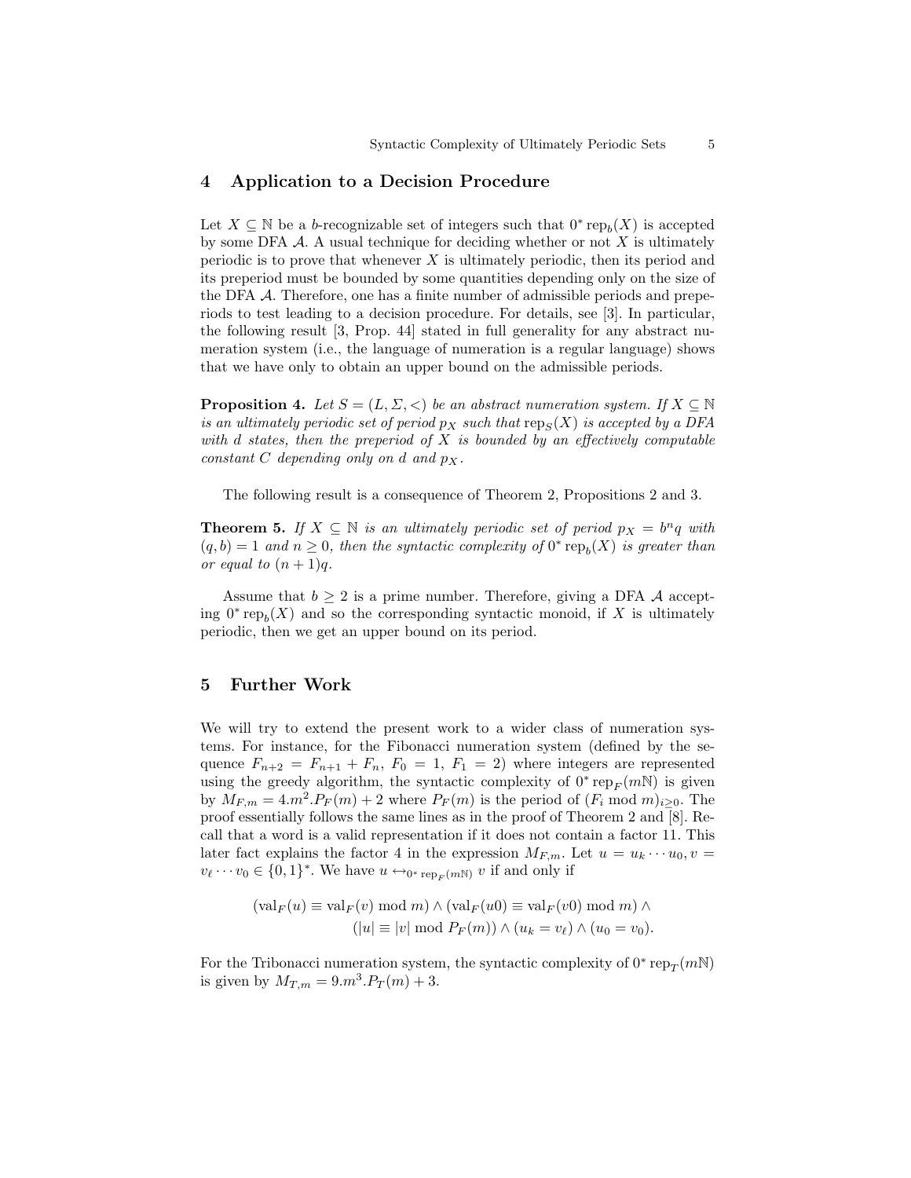## 4 Application to a Decision Procedure

Let $X \subseteq \mathbb{N}$ be a $b$-recognizable set of integers such that $0^* \operatorname{rep}_b(X)$ is accepted by some DFA $\mathcal{A}$. A usual technique for deciding whether or not $X$ is ultimately periodic is to prove that whenever $X$ is ultimately periodic, then its period and its preperiod must be bounded by some quantities depending only on the size of the DFA $\mathcal{A}$. Therefore, one has a finite number of admissible periods and preperiods to test leading to a decision procedure. For details, see [3]. In particular, the following result [3, Prop. 44] stated in full generality for any abstract numeration system (i.e., the language of numeration is a regular language) shows that we have only to obtain an upper bound on the admissible periods.

**Proposition 4.** *Let $S = (L, \Sigma, <)$ be an abstract numeration system. If $X \subseteq \mathbb{N}$ is an ultimately periodic set of period $p_X$ such that $\operatorname{rep}_S(X)$ is accepted by a DFA with $d$ states, then the preperiod of $X$ is bounded by an effectively computable constant $C$ depending only on $d$ and $p_X$.*

The following result is a consequence of Theorem 2, Propositions 2 and 3.

**Theorem 5.** *If $X \subseteq \mathbb{N}$ is an ultimately periodic set of period $p_X = b^n q$ with $(q, b) = 1$ and $n \geq 0$, then the syntactic complexity of $0^* \operatorname{rep}_b(X)$ is greater than or equal to $(n+1)q$.*

Assume that $b \geq 2$ is a prime number. Therefore, giving a DFA $\mathcal{A}$ accepting $0^* \operatorname{rep}_b(X)$ and so the corresponding syntactic monoid, if $X$ is ultimately periodic, then we get an upper bound on its period.

## 5 Further Work

We will try to extend the present work to a wider class of numeration systems. For instance, for the Fibonacci numeration system (defined by the sequence $F_{n+2} = F_{n+1} + F_n$, $F_0 = 1$, $F_1 = 2$) where integers are represented using the greedy algorithm, the syntactic complexity of $0^* \operatorname{rep}_F(m\mathbb{N})$ is given by $M_{F,m} = 4.m^2.P_F(m) + 2$ where $P_F(m)$ is the period of $(F_i \bmod m)_{i \geq 0}$. The proof essentially follows the same lines as in the proof of Theorem 2 and [8]. Recall that a word is a valid representation if it does not contain a factor 11. This later fact explains the factor 4 in the expression $M_{F,m}$. Let $u = u_k \cdots u_0, v = v_\ell \cdots v_0 \in \{0,1\}^*$. We have $u \leftrightarrow_{0^* \operatorname{rep}_F(m\mathbb{N})} v$ if and only if

$$(\operatorname{val}_F(u) \equiv \operatorname{val}_F(v) \bmod m) \wedge (\operatorname{val}_F(u0) \equiv \operatorname{val}_F(v0) \bmod m) \wedge$$
$$(|u| \equiv |v| \bmod P_F(m)) \wedge (u_k = v_\ell) \wedge (u_0 = v_0).$$

For the Tribonacci numeration system, the syntactic complexity of $0^* \operatorname{rep}_T(m\mathbb{N})$ is given by $M_{T,m} = 9.m^3.P_T(m) + 3$.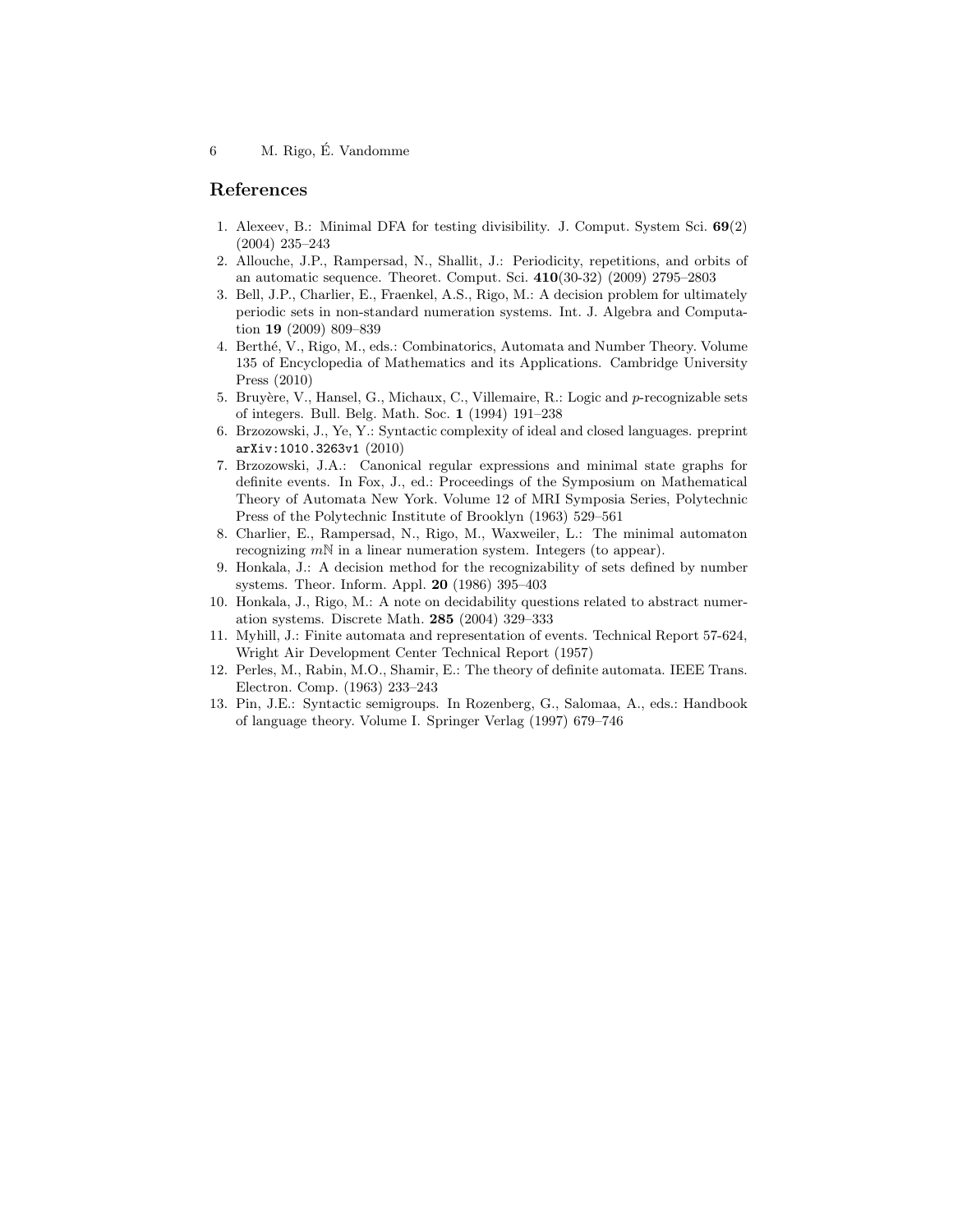## References

1. Alexeev, B.: Minimal DFA for testing divisibility. J. Comput. System Sci. **69**(2) (2004) 235–243
2. Allouche, J.P., Rampersad, N., Shallit, J.: Periodicity, repetitions, and orbits of an automatic sequence. Theoret. Comput. Sci. **410**(30-32) (2009) 2795–2803
3. Bell, J.P., Charlier, E., Fraenkel, A.S., Rigo, M.: A decision problem for ultimately periodic sets in non-standard numeration systems. Int. J. Algebra and Computation **19** (2009) 809–839
4. Berthé, V., Rigo, M., eds.: Combinatorics, Automata and Number Theory. Volume 135 of Encyclopedia of Mathematics and its Applications. Cambridge University Press (2010)
5. Bruyère, V., Hansel, G., Michaux, C., Villemaire, R.: Logic and $p$-recognizable sets of integers. Bull. Belg. Math. Soc. **1** (1994) 191–238
6. Brzozowski, J., Ye, Y.: Syntactic complexity of ideal and closed languages. preprint `arXiv:1010.3263v1` (2010)
7. Brzozowski, J.A.: Canonical regular expressions and minimal state graphs for definite events. In Fox, J., ed.: Proceedings of the Symposium on Mathematical Theory of Automata New York. Volume 12 of MRI Symposia Series, Polytechnic Press of the Polytechnic Institute of Brooklyn (1963) 529–561
8. Charlier, E., Rampersad, N., Rigo, M., Waxweiler, L.: The minimal automaton recognizing $m\mathbb{N}$ in a linear numeration system. Integers (to appear).
9. Honkala, J.: A decision method for the recognizability of sets defined by number systems. Theor. Inform. Appl. **20** (1986) 395–403
10. Honkala, J., Rigo, M.: A note on decidability questions related to abstract numeration systems. Discrete Math. **285** (2004) 329–333
11. Myhill, J.: Finite automata and representation of events. Technical Report 57-624, Wright Air Development Center Technical Report (1957)
12. Perles, M., Rabin, M.O., Shamir, E.: The theory of definite automata. IEEE Trans. Electron. Comp. (1963) 233–243
13. Pin, J.E.: Syntactic semigroups. In Rozenberg, G., Salomaa, A., eds.: Handbook of language theory. Volume I. Springer Verlag (1997) 679–746